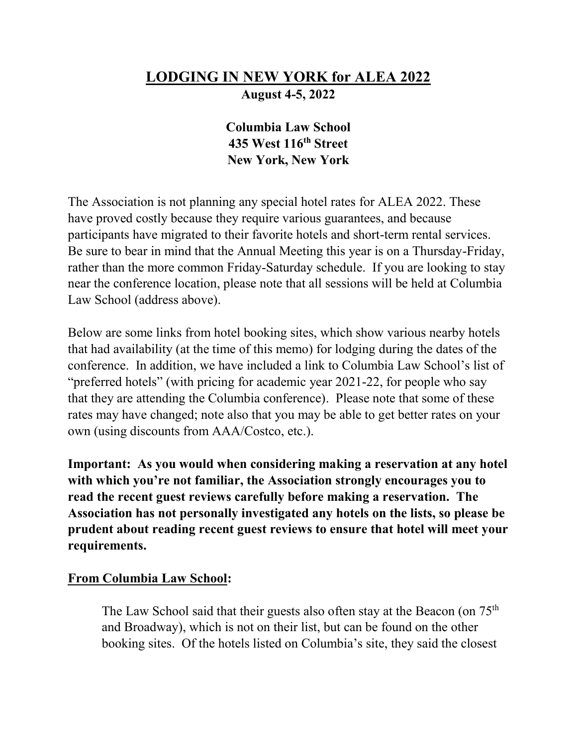# LODGING IN NEW YORK for ALEA 2022

**August 4-5, 2022**

**Columbia Law School**
**435 West 116th Street**
**New York, New York**

The Association is not planning any special hotel rates for ALEA 2022. These have proved costly because they require various guarantees, and because participants have migrated to their favorite hotels and short-term rental services. Be sure to bear in mind that the Annual Meeting this year is on a Thursday-Friday, rather than the more common Friday-Saturday schedule. If you are looking to stay near the conference location, please note that all sessions will be held at Columbia Law School (address above).

Below are some links from hotel booking sites, which show various nearby hotels that had availability (at the time of this memo) for lodging during the dates of the conference. In addition, we have included a link to Columbia Law School's list of "preferred hotels" (with pricing for academic year 2021-22, for people who say that they are attending the Columbia conference). Please note that some of these rates may have changed; note also that you may be able to get better rates on your own (using discounts from AAA/Costco, etc.).

**Important: As you would when considering making a reservation at any hotel with which you're not familiar, the Association strongly encourages you to read the recent guest reviews carefully before making a reservation. The Association has not personally investigated any hotels on the lists, so please be prudent about reading recent guest reviews to ensure that hotel will meet your requirements.**

## From Columbia Law School:

The Law School said that their guests also often stay at the Beacon (on 75th and Broadway), which is not on their list, but can be found on the other booking sites. Of the hotels listed on Columbia's site, they said the closest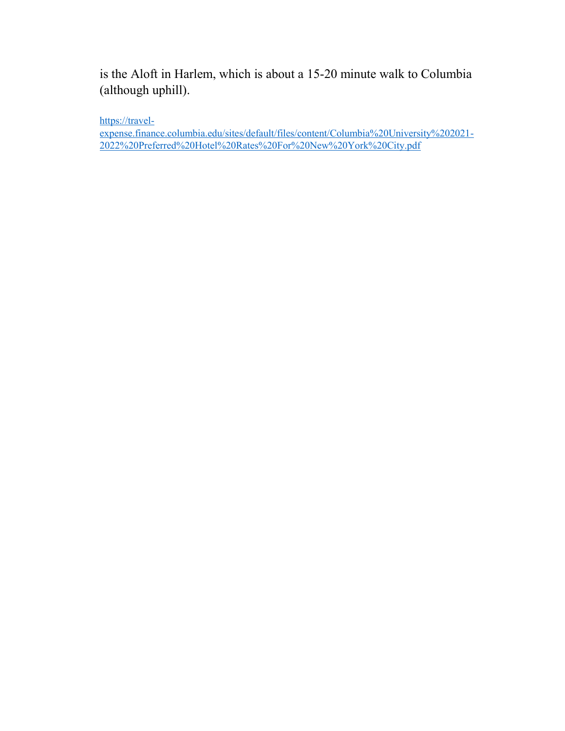is the Aloft in Harlem, which is about a 15-20 minute walk to Columbia (although uphill).

[https://travel-expense.finance.columbia.edu/sites/default/files/content/Columbia%20University%202021-2022%20Preferred%20Hotel%20Rates%20For%20New%20York%20City.pdf](https://travel-expense.finance.columbia.edu/sites/default/files/content/Columbia%20University%202021-2022%20Preferred%20Hotel%20Rates%20For%20New%20York%20City.pdf)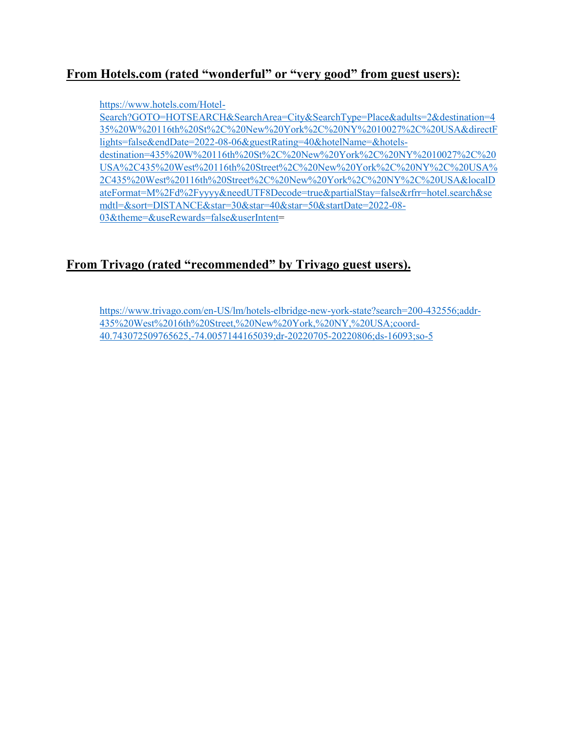**From Hotels.com (rated "wonderful" or "very good" from guest users):**

https://www.hotels.com/Hotel-Search?GOTO=HOTSEARCH&SearchArea=City&SearchType=Place&adults=2&destination=435%20W%20116th%20St%2C%20New%20York%2C%20NY%2010027%2C%20USA&directFlights=false&endDate=2022-08-06&guestRating=40&hotelName=&hotels-destination=435%20W%20116th%20St%2C%20New%20York%2C%20NY%2010027%2C%20USA%2C435%20West%20116th%20Street%2C%20New%20York%2C%20NY%2C%20USA%2C435%20West%20116th%20Street%2C%20New%20York%2C%20NY%2C%20USA&localDateFormat=M%2Fd%2Fyyyy&needUTF8Decode=true&partialStay=false&rfrr=hotel.search&semdtl=&sort=DISTANCE&star=30&star=40&star=50&startDate=2022-08-03&theme=&useRewards=false&userIntent=

**From Trivago (rated "recommended" by Trivago guest users).**

https://www.trivago.com/en-US/lm/hotels-elbridge-new-york-state?search=200-432556;addr-435%20West%2016th%20Street,%20New%20York,%20NY,%20USA;coord-40.743072509765625,-74.0057144165039;dr-20220705-20220806;ds-16093;so-5